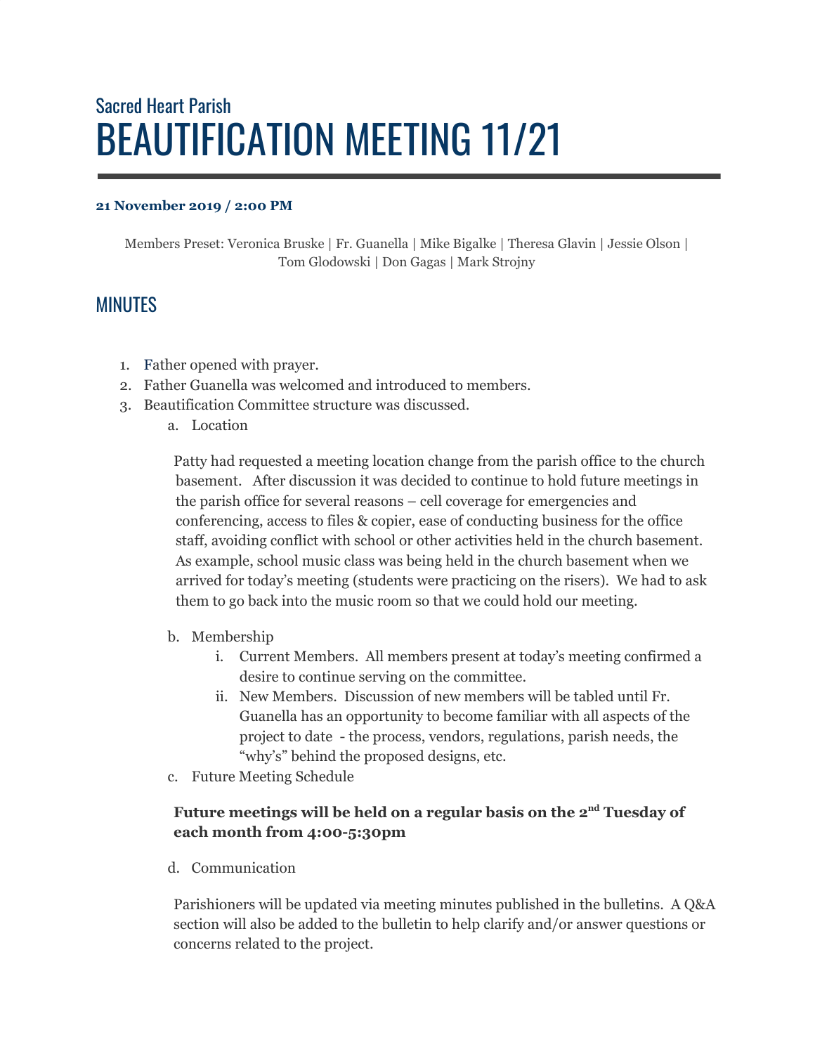Sacred Heart Parish

# BEAUTIFICATION MEETING 11/21

**21 November 2019 / 2:00 PM**

Members Preset: Veronica Bruske | Fr. Guanella | Mike Bigalke | Theresa Glavin | Jessie Olson | Tom Glodowski | Don Gagas | Mark Strojny

## MINUTES

1. Father opened with prayer.
2. Father Guanella was welcomed and introduced to members.
3. Beautification Committee structure was discussed.
   a. Location

      Patty had requested a meeting location change from the parish office to the church basement. After discussion it was decided to continue to hold future meetings in the parish office for several reasons – cell coverage for emergencies and conferencing, access to files & copier, ease of conducting business for the office staff, avoiding conflict with school or other activities held in the church basement. As example, school music class was being held in the church basement when we arrived for today's meeting (students were practicing on the risers). We had to ask them to go back into the music room so that we could hold our meeting.

   b. Membership
      i. Current Members. All members present at today's meeting confirmed a desire to continue serving on the committee.
      ii. New Members. Discussion of new members will be tabled until Fr. Guanella has an opportunity to become familiar with all aspects of the project to date - the process, vendors, regulations, parish needs, the "why's" behind the proposed designs, etc.

   c. Future Meeting Schedule

      **Future meetings will be held on a regular basis on the 2nd Tuesday of each month from 4:00-5:30pm**

   d. Communication

      Parishioners will be updated via meeting minutes published in the bulletins. A Q&A section will also be added to the bulletin to help clarify and/or answer questions or concerns related to the project.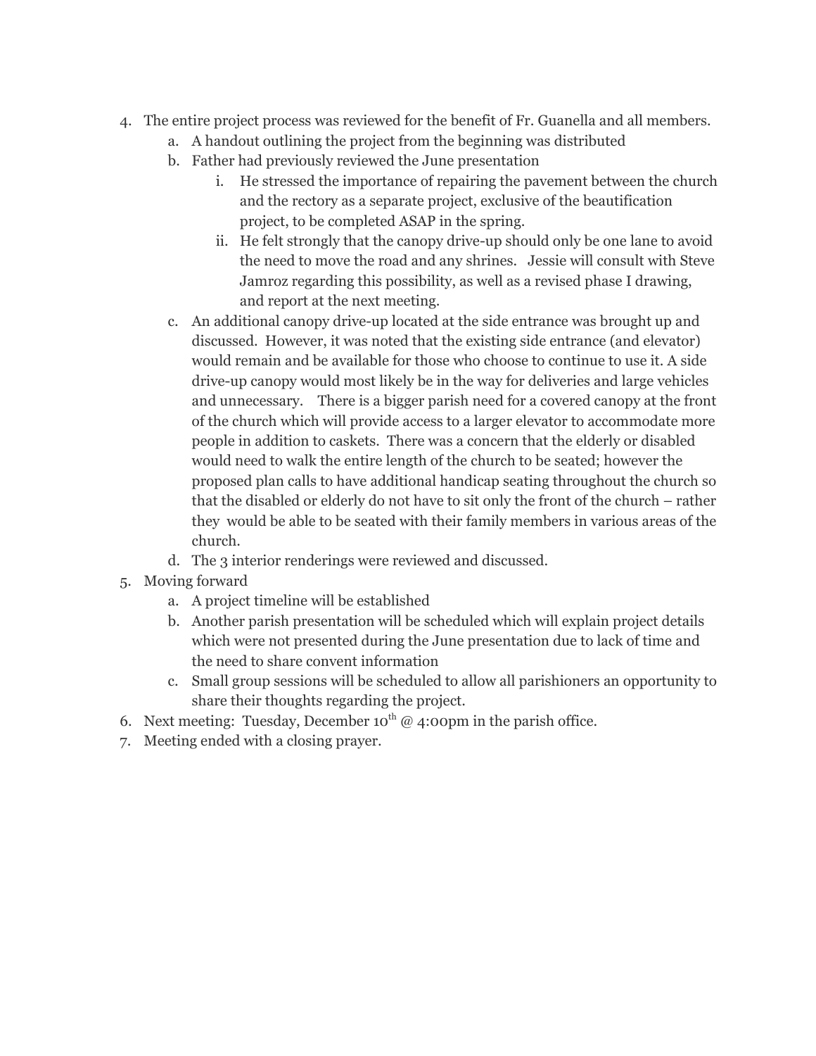4. The entire project process was reviewed for the benefit of Fr. Guanella and all members.
    a. A handout outlining the project from the beginning was distributed
    b. Father had previously reviewed the June presentation
        i. He stressed the importance of repairing the pavement between the church and the rectory as a separate project, exclusive of the beautification project, to be completed ASAP in the spring.
        ii. He felt strongly that the canopy drive-up should only be one lane to avoid the need to move the road and any shrines. Jessie will consult with Steve Jamroz regarding this possibility, as well as a revised phase I drawing, and report at the next meeting.
    c. An additional canopy drive-up located at the side entrance was brought up and discussed. However, it was noted that the existing side entrance (and elevator) would remain and be available for those who choose to continue to use it. A side drive-up canopy would most likely be in the way for deliveries and large vehicles and unnecessary. There is a bigger parish need for a covered canopy at the front of the church which will provide access to a larger elevator to accommodate more people in addition to caskets. There was a concern that the elderly or disabled would need to walk the entire length of the church to be seated; however the proposed plan calls to have additional handicap seating throughout the church so that the disabled or elderly do not have to sit only the front of the church – rather they would be able to be seated with their family members in various areas of the church.
    d. The 3 interior renderings were reviewed and discussed.
5. Moving forward
    a. A project timeline will be established
    b. Another parish presentation will be scheduled which will explain project details which were not presented during the June presentation due to lack of time and the need to share convent information
    c. Small group sessions will be scheduled to allow all parishioners an opportunity to share their thoughts regarding the project.
6. Next meeting: Tuesday, December 10th @ 4:00pm in the parish office.
7. Meeting ended with a closing prayer.